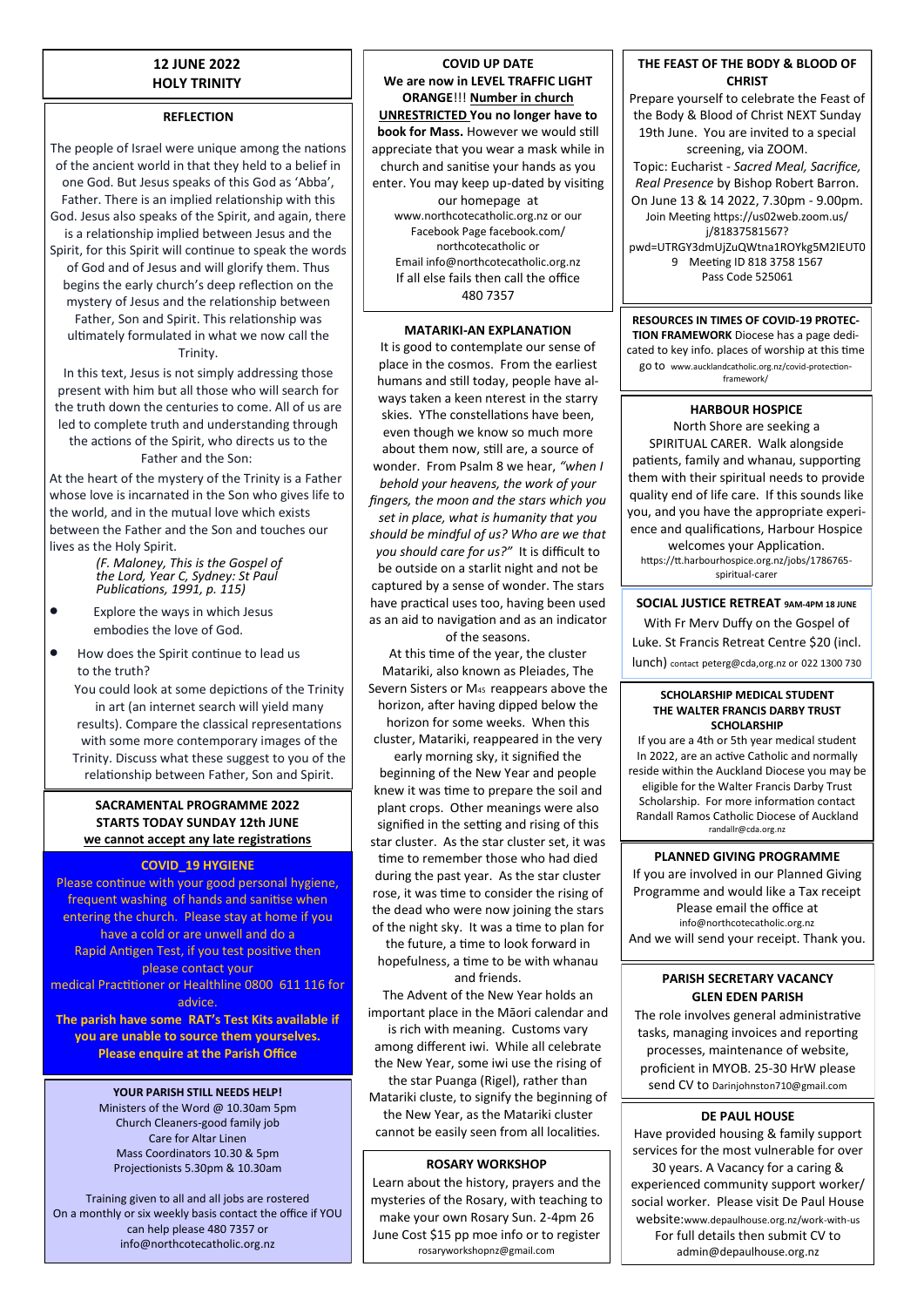## 12 JUNE 2022
## HOLY TRINITY

### REFLECTION

The people of Israel were unique among the nations of the ancient world in that they held to a belief in one God. But Jesus speaks of this God as 'Abba', Father. There is an implied relationship with this God. Jesus also speaks of the Spirit, and again, there is a relationship implied between Jesus and the Spirit, for this Spirit will continue to speak the words of God and of Jesus and will glorify them. Thus begins the early church's deep reflection on the mystery of Jesus and the relationship between Father, Son and Spirit. This relationship was ultimately formulated in what we now call the Trinity.

In this text, Jesus is not simply addressing those present with him but all those who will search for the truth down the centuries to come. All of us are led to complete truth and understanding through the actions of the Spirit, who directs us to the Father and the Son:

At the heart of the mystery of the Trinity is a Father whose love is incarnated in the Son who gives life to the world, and in the mutual love which exists between the Father and the Son and touches our lives as the Holy Spirit.

*(F. Maloney, This is the Gospel of the Lord, Year C, Sydney: St Paul Publications, 1991, p. 115)*

- Explore the ways in which Jesus embodies the love of God.
- How does the Spirit continue to lead us to the truth?

You could look at some depictions of the Trinity in art (an internet search will yield many results). Compare the classical representations with some more contemporary images of the Trinity. Discuss what these suggest to you of the relationship between Father, Son and Spirit.

### SACRAMENTAL PROGRAMME 2022
### STARTS TODAY SUNDAY 12th JUNE
**we cannot accept any late registrations**

### COVID_19 HYGIENE

Please continue with your good personal hygiene, frequent washing of hands and sanitise when entering the church. Please stay at home if you have a cold or are unwell and do a Rapid Antigen Test, if you test positive then please contact your medical Practitioner or Healthline 0800 611 116 for advice.

**The parish have some RAT's Test Kits available if you are unable to source them yourselves. Please enquire at the Parish Office**

### YOUR PARISH STILL NEEDS HELP!

Ministers of the Word @ 10.30am 5pm
Church Cleaners-good family job
Care for Altar Linen
Mass Coordinators 10.30 & 5pm
Projectionists 5.30pm & 10.30am

Training given to all and all jobs are rostered
On a monthly or six weekly basis contact the office if YOU can help please 480 7357 or info@northcotecatholic.org.nz

### COVID UP DATE

**We are now in LEVEL TRAFFIC LIGHT ORANGE!!! Number in church UNRESTRICTED You no longer have to book for Mass.** However we would still appreciate that you wear a mask while in church and sanitise your hands as you enter. You may keep up-dated by visiting our homepage at www.northcotecatholic.org.nz or our Facebook Page facebook.com/northcotecatholic or Email info@northcotecatholic.org.nz
If all else fails then call the office 480 7357

### MATARIKI-AN EXPLANATION

It is good to contemplate our sense of place in the cosmos. From the earliest humans and still today, people have always taken a keen nterest in the starry skies. YThe constellations have been, even though we know so much more about them now, still are, a source of wonder. From Psalm 8 we hear, *"when I behold your heavens, the work of your fingers, the moon and the stars which you set in place, what is humanity that you should be mindful of us? Who are we that you should care for us?"* It is difficult to be outside on a starlit night and not be captured by a sense of wonder. The stars have practical uses too, having been used as an aid to navigation and as an indicator of the seasons.

At this time of the year, the cluster Matariki, also known as Pleiades, The Severn Sisters or $M_{45}$ reappears above the horizon, after having dipped below the horizon for some weeks. When this cluster, Matariki, reappeared in the very early morning sky, it signified the beginning of the New Year and people knew it was time to prepare the soil and plant crops. Other meanings were also signified in the setting and rising of this star cluster. As the star cluster set, it was time to remember those who had died during the past year. As the star cluster rose, it was time to consider the rising of the dead who were now joining the stars of the night sky. It was a time to plan for the future, a time to look forward in hopefulness, a time to be with whanau and friends.

The Advent of the New Year holds an important place in the Māori calendar and is rich with meaning. Customs vary among different iwi. While all celebrate the New Year, some iwi use the rising of the star Puanga (Rigel), rather than Matariki cluste, to signify the beginning of the New Year, as the Matariki cluster cannot be easily seen from all localities.

### ROSARY WORKSHOP

Learn about the history, prayers and the mysteries of the Rosary, with teaching to make your own Rosary Sun. 2-4pm 26 June Cost $15 pp moe info or to register rosaryworkshopnz@gmail.com

### THE FEAST OF THE BODY & BLOOD OF CHRIST

Prepare yourself to celebrate the Feast of the Body & Blood of Christ NEXT Sunday 19th June. You are invited to a special screening, via ZOOM.
Topic: Eucharist - *Sacred Meal, Sacrifice, Real Presence* by Bishop Robert Barron.
On June 13 & 14 2022, 7.30pm - 9.00pm.
Join Meeting https://us02web.zoom.us/j/81837581567?pwd=UTRGY3dmUjZuQWtna1ROYkg5M2IEUT09 Meeting ID 818 3758 1567
Pass Code 525061

**RESOURCES IN TIMES OF COVID-19 PROTECTION FRAMEWORK** Diocese has a page dedicated to key info. places of worship at this time go to www.aucklandcatholic.org.nz/covid-protection-framework/

### HARBOUR HOSPICE

North Shore are seeking a SPIRITUAL CARER. Walk alongside patients, family and whanau, supporting them with their spiritual needs to provide quality end of life care. If this sounds like you, and you have the appropriate experience and qualifications, Harbour Hospice welcomes your Application.
https://tt.harbourhospice.org.nz/jobs/1786765-spiritual-carer

### SOCIAL JUSTICE RETREAT 9AM-4PM 18 JUNE

With Fr Merv Duffy on the Gospel of Luke. St Francis Retreat Centre $20 (incl. lunch) contact peterg@cda,org.nz or 022 1300 730

### SCHOLARSHIP MEDICAL STUDENT
### THE WALTER FRANCIS DARBY TRUST SCHOLARSHIP

If you are a 4th or 5th year medical student In 2022, are an active Catholic and normally reside within the Auckland Diocese you may be eligible for the Walter Francis Darby Trust Scholarship. For more information contact Randall Ramos Catholic Diocese of Auckland randallr@cda.org.nz

### PLANNED GIVING PROGRAMME

If you are involved in our Planned Giving Programme and would like a Tax receipt Please email the office at info@northcotecatholic.org.nz
And we will send your receipt. Thank you.

### PARISH SECRETARY VACANCY
### GLEN EDEN PARISH

The role involves general administrative tasks, managing invoices and reporting processes, maintenance of website, proficient in MYOB. 25-30 HrW please send CV to Darinjohnston710@gmail.com

### DE PAUL HOUSE

Have provided housing & family support services for the most vulnerable for over 30 years. A Vacancy for a caring & experienced community support worker/social worker. Please visit De Paul House website:www.depaulhouse.org.nz/work-with-us
For full details then submit CV to admin@depaulhouse.org.nz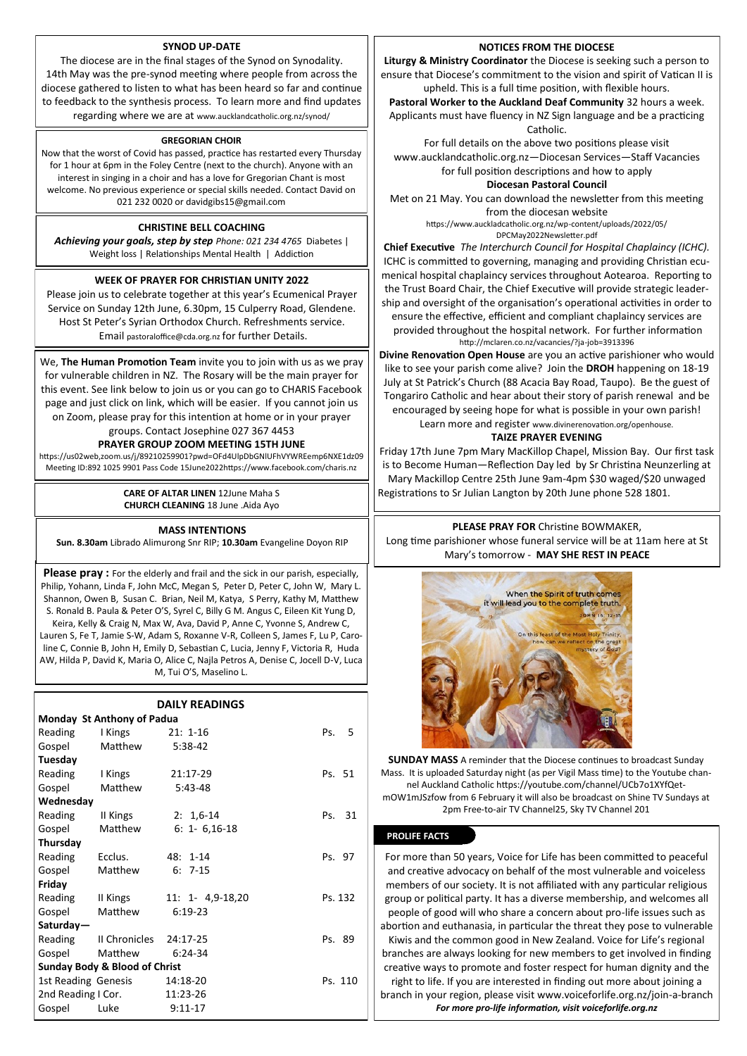## SYNOD UP-DATE

The diocese are in the final stages of the Synod on Synodality. 14th May was the pre-synod meeting where people from across the diocese gathered to listen to what has been heard so far and continue to feedback to the synthesis process. To learn more and find updates regarding where we are at www.aucklandcatholic.org.nz/synod/

## GREGORIAN CHOIR

Now that the worst of Covid has passed, practice has restarted every Thursday for 1 hour at 6pm in the Foley Centre (next to the church). Anyone with an interest in singing in a choir and has a love for Gregorian Chant is most welcome. No previous experience or special skills needed. Contact David on 021 232 0020 or davidgibs15@gmail.com

## CHRISTINE BELL COACHING

***Achieving your goals, step by step*** *Phone: 021 234 4765* Diabetes | Weight loss | Relationships Mental Health | Addiction

## WEEK OF PRAYER FOR CHRISTIAN UNITY 2022

Please join us to celebrate together at this year's Ecumenical Prayer Service on Sunday 12th June, 6.30pm, 15 Culperry Road, Glendene. Host St Peter's Syrian Orthodox Church. Refreshments service. Email pastoraloffice@cda.org.nz for further Details.

We, **The Human Promotion Team** invite you to join with us as we pray for vulnerable children in NZ. The Rosary will be the main prayer for this event. See link below to join us or you can go to CHARIS Facebook page and just click on link, which will be easier. If you cannot join us on Zoom, please pray for this intention at home or in your prayer groups. Contact Josephine 027 367 4453

**PRAYER GROUP ZOOM MEETING 15TH JUNE**

https://us02web,zoom.us/j/89210259901?pwd=OFd4UlpDbGNlUFhVYWREemp6NXE1dz09 Meeting ID:892 1025 9901 Pass Code 15June2022https://www.facebook.com/charis.nz

**CARE OF ALTAR LINEN** 12June Maha S
**CHURCH CLEANING** 18 June .Aida Ayo

## MASS INTENTIONS

**Sun. 8.30am** Librado Alimurong Snr RIP; **10.30am** Evangeline Doyon RIP

**Please pray :** For the elderly and frail and the sick in our parish, especially, Philip, Yohann, Linda F, John McC, Megan S, Peter D, Peter C, John W, Mary L. Shannon, Owen B, Susan C. Brian, Neil M, Katya, S Perry, Kathy M, Matthew S. Ronald B. Paula & Peter O'S, Syrel C, Billy G M. Angus C, Eileen Kit Yung D, Keira, Kelly & Craig N, Max W, Ava, David P, Anne C, Yvonne S, Andrew C, Lauren S, Fe T, Jamie S-W, Adam S, Roxanne V-R, Colleen S, James F, Lu P, Caroline C, Connie B, John H, Emily D, Sebastian C, Lucia, Jenny F, Victoria R, Huda AW, Hilda P, David K, Maria O, Alice C, Najla Petros A, Denise C, Jocell D-V, Luca M, Tui O'S, Maselino L.

## DAILY READINGS

| | | | |
|---|---|---|---|
| **Monday St Anthony of Padua** | | | |
| Reading | I Kings | 21: 1-16 | Ps. 5 |
| Gospel | Matthew | 5:38-42 | |
| **Tuesday** | | | |
| Reading | I Kings | 21:17-29 | Ps. 51 |
| Gospel | Matthew | 5:43-48 | |
| **Wednesday** | | | |
| Reading | II Kings | 2: 1,6-14 | Ps. 31 |
| Gospel | Matthew | 6: 1- 6,16-18 | |
| **Thursday** | | | |
| Reading | Ecclus. | 48: 1-14 | Ps. 97 |
| Gospel | Matthew | 6: 7-15 | |
| **Friday** | | | |
| Reading | II Kings | 11: 1- 4,9-18,20 | Ps. 132 |
| Gospel | Matthew | 6:19-23 | |
| **Saturday—** | | | |
| Reading | II Chronicles | 24:17-25 | Ps. 89 |
| Gospel | Matthew | 6:24-34 | |
| **Sunday Body & Blood of Christ** | | | |
| 1st Reading | Genesis | 14:18-20 | Ps. 110 |
| 2nd Reading | I Cor. | 11:23-26 | |
| Gospel | Luke | 9:11-17 | |

## NOTICES FROM THE DIOCESE

**Liturgy & Ministry Coordinator** the Diocese is seeking such a person to ensure that Diocese's commitment to the vision and spirit of Vatican II is upheld. This is a full time position, with flexible hours.

**Pastoral Worker to the Auckland Deaf Community** 32 hours a week. Applicants must have fluency in NZ Sign language and be a practicing Catholic.

For full details on the above two positions please visit www.aucklandcatholic.org.nz—Diocesan Services—Staff Vacancies for full position descriptions and how to apply

**Diocesan Pastoral Council**

Met on 21 May. You can download the newsletter from this meeting from the diocesan website https://www.auckladcatholic.org.nz/wp-content/uploads/2022/05/DPCMay2022Newsletter.pdf

**Chief Executive** *The Interchurch Council for Hospital Chaplaincy (ICHC).* ICHC is committed to governing, managing and providing Christian ecumenical hospital chaplaincy services throughout Aotearoa. Reporting to the Trust Board Chair, the Chief Executive will provide strategic leadership and oversight of the organisation's operational activities in order to ensure the effective, efficient and compliant chaplaincy services are provided throughout the hospital network. For further information http://mclaren.co.nz/vacancies/?ja-job=3913396

**Divine Renovation Open House** are you an active parishioner who would like to see your parish come alive? Join the **DROH** happening on 18-19 July at St Patrick's Church (88 Acacia Bay Road, Taupo). Be the guest of Tongariro Catholic and hear about their story of parish renewal and be encouraged by seeing hope for what is possible in your own parish! Learn more and register www.divinerenovation.org/openhouse.

**TAIZE PRAYER EVENING**

Friday 17th June 7pm Mary MacKillop Chapel, Mission Bay. Our first task is to Become Human—Reflection Day led by Sr Christina Neunzerling at Mary Mackillop Centre 25th June 9am-4pm $30 waged/$20 unwaged Registrations to Sr Julian Langton by 20th June phone 528 1801.

**PLEASE PRAY FOR** Christine BOWMAKER, Long time parishioner whose funeral service will be at 11am here at St Mary's tomorrow - **MAY SHE REST IN PEACE**

When the Spirit of truth comes it will lead you to the complete truth. JOHN 16: 12-15

On this feast of the Most Holy Trinity, how can we reflect on the great mystery of God?

**SUNDAY MASS** A reminder that the Diocese continues to broadcast Sunday Mass. It is uploaded Saturday night (as per Vigil Mass time) to the Youtube channel Auckland Catholic https://youtube.com/channel/UCb7o1XYfQet-mOW1mJSzfow from 6 February it will also be broadcast on Shine TV Sundays at 2pm Free-to-air TV Channel25, Sky TV Channel 201

## PROLIFE FACTS

For more than 50 years, Voice for Life has been committed to peaceful and creative advocacy on behalf of the most vulnerable and voiceless members of our society. It is not affiliated with any particular religious group or political party. It has a diverse membership, and welcomes all people of good will who share a concern about pro-life issues such as abortion and euthanasia, in particular the threat they pose to vulnerable Kiwis and the common good in New Zealand. Voice for Life's regional branches are always looking for new members to get involved in finding creative ways to promote and foster respect for human dignity and the right to life. If you are interested in finding out more about joining a branch in your region, please visit www.voiceforlife.org.nz/join-a-branch

***For more pro-life information, visit voiceforlife.org.nz***